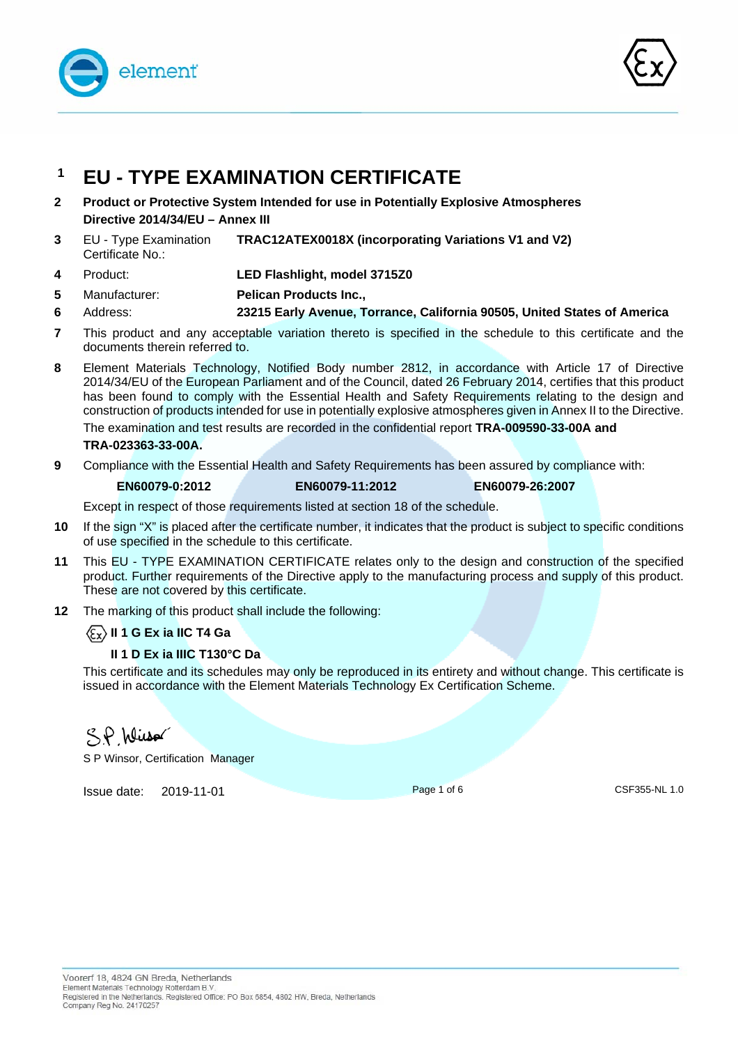# 1 EU - TYPE EXAMINATION CERTIFICATE

**2** **Product or Protective System Intended for use in Potentially Explosive Atmospheres Directive 2014/34/EU – Annex III**

**3** EU - Type Examination Certificate No.: **TRAC12ATEX0018X (incorporating Variations V1 and V2)**

**4** Product: **LED Flashlight, model 3715Z0**

**5** Manufacturer: **Pelican Products Inc.,**

**6** Address: **23215 Early Avenue, Torrance, California 90505, United States of America**

**7** This product and any acceptable variation thereto is specified in the schedule to this certificate and the documents therein referred to.

**8** Element Materials Technology, Notified Body number 2812, in accordance with Article 17 of Directive 2014/34/EU of the European Parliament and of the Council, dated 26 February 2014, certifies that this product has been found to comply with the Essential Health and Safety Requirements relating to the design and construction of products intended for use in potentially explosive atmospheres given in Annex II to the Directive.

The examination and test results are recorded in the confidential report **TRA-009590-33-00A and TRA-023363-33-00A.**

**9** Compliance with the Essential Health and Safety Requirements has been assured by compliance with:

**EN60079-0:2012** **EN60079-11:2012** **EN60079-26:2007**

Except in respect of those requirements listed at section 18 of the schedule.

**10** If the sign “X” is placed after the certificate number, it indicates that the product is subject to specific conditions of use specified in the schedule to this certificate.

**11** This EU - TYPE EXAMINATION CERTIFICATE relates only to the design and construction of the specified product. Further requirements of the Directive apply to the manufacturing process and supply of this product. These are not covered by this certificate.

**12** The marking of this product shall include the following:

**Ex II 1 G Ex ia IIC T4 Ga**

**II 1 D Ex ia IIIC T130°C Da**

This certificate and its schedules may only be reproduced in its entirety and without change. This certificate is issued in accordance with the Element Materials Technology Ex Certification Scheme.

S P Winsor, Certification Manager

Issue date: 2019-11-01

CSF355-NL 1.0

Voorerf 18, 4824 GN Breda, Netherlands
Element Materials Technology Rotterdam B.V.
Registered in the Netherlands. Registered Office: PO Box 5854, 4802 HW, Breda, Netherlands
Company Reg No. 24170257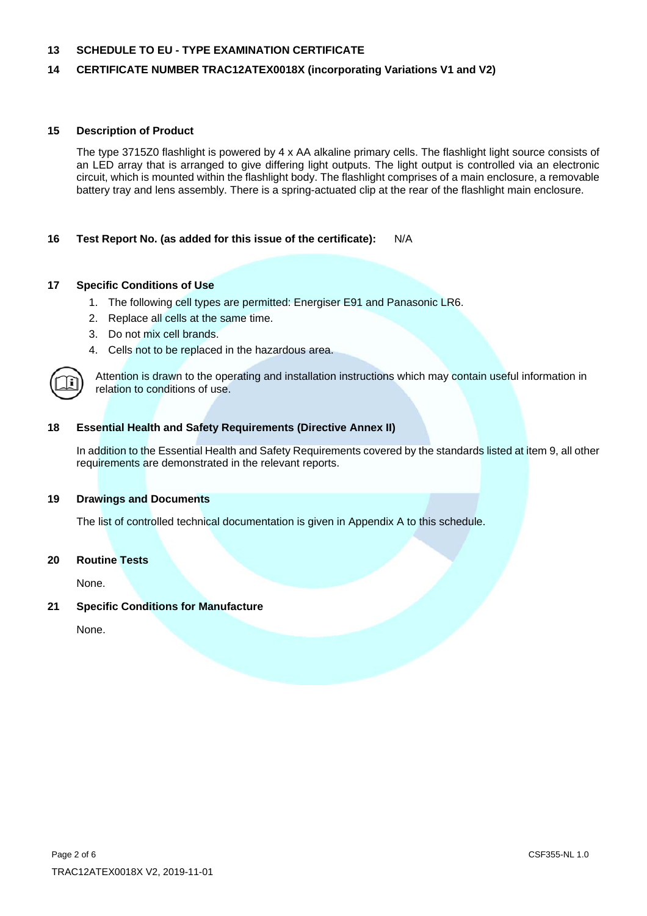## 13 SCHEDULE TO EU - TYPE EXAMINATION CERTIFICATE

## 14 CERTIFICATE NUMBER TRAC12ATEX0018X (incorporating Variations V1 and V2)

### 15 Description of Product

The type 3715Z0 flashlight is powered by 4 x AA alkaline primary cells. The flashlight light source consists of an LED array that is arranged to give differing light outputs. The light output is controlled via an electronic circuit, which is mounted within the flashlight body. The flashlight comprises of a main enclosure, a removable battery tray and lens assembly. There is a spring-actuated clip at the rear of the flashlight main enclosure.

### 16 Test Report No. (as added for this issue of the certificate): N/A

### 17 Specific Conditions of Use

1. The following cell types are permitted: Energiser E91 and Panasonic LR6.
2. Replace all cells at the same time.
3. Do not mix cell brands.
4. Cells not to be replaced in the hazardous area.

Attention is drawn to the operating and installation instructions which may contain useful information in relation to conditions of use.

### 18 Essential Health and Safety Requirements (Directive Annex II)

In addition to the Essential Health and Safety Requirements covered by the standards listed at item 9, all other requirements are demonstrated in the relevant reports.

### 19 Drawings and Documents

The list of controlled technical documentation is given in Appendix A to this schedule.

### 20 Routine Tests

None.

### 21 Specific Conditions for Manufacture

None.

TRAC12ATEX0018X V2, 2019-11-01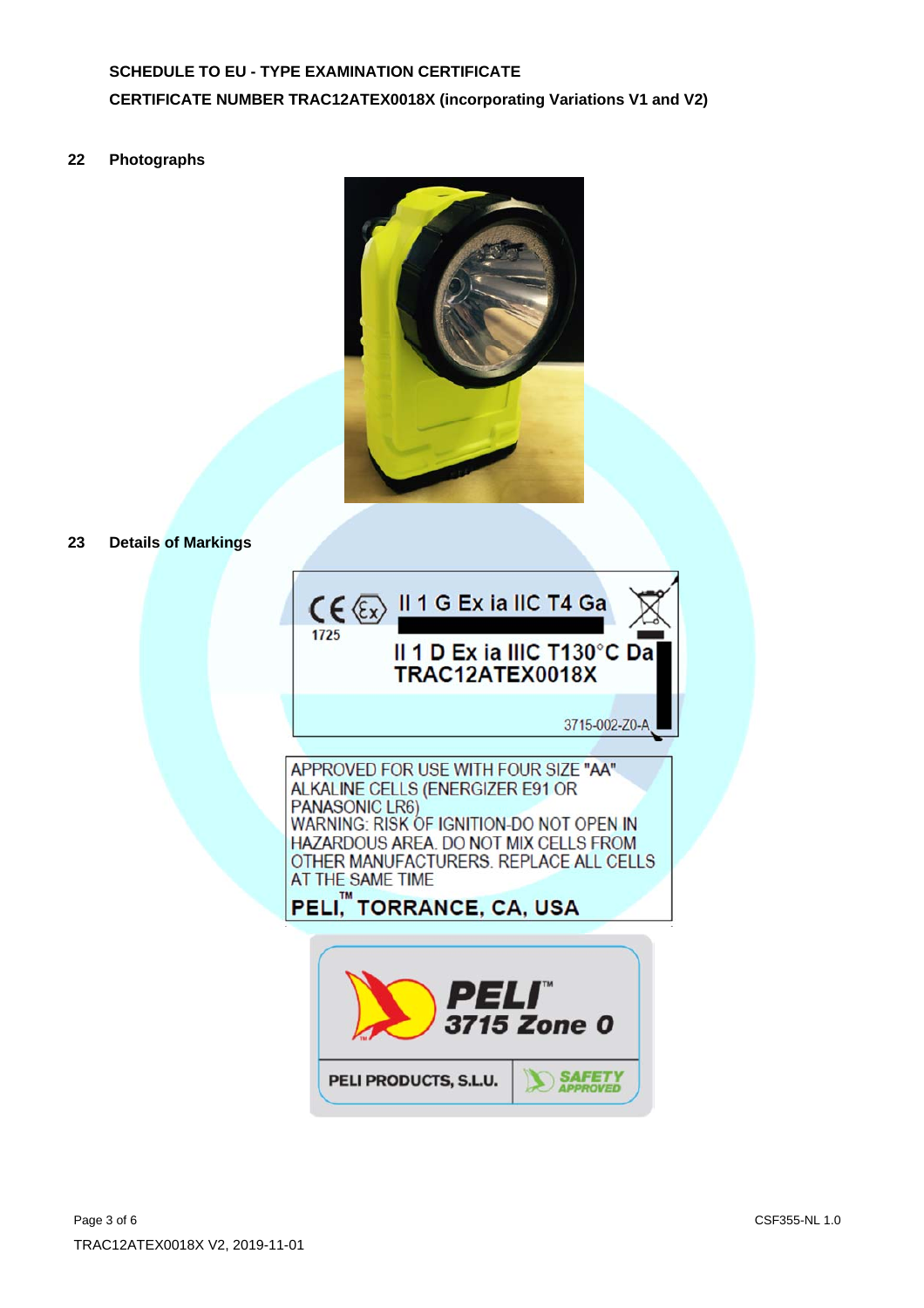**SCHEDULE TO EU - TYPE EXAMINATION CERTIFICATE**

**CERTIFICATE NUMBER TRAC12ATEX0018X (incorporating Variations V1 and V2)**

## 22 Photographs

## 23 Details of Markings

CE Ex II 1 G Ex ia IIC T4 Ga

1725

II 1 D Ex ia IIIC T130°C Da

TRAC12ATEX0018X

3715-002-Z0-A

APPROVED FOR USE WITH FOUR SIZE "AA" ALKALINE CELLS (ENERGIZER E91 OR PANASONIC LR6)

WARNING: RISK OF IGNITION-DO NOT OPEN IN HAZARDOUS AREA. DO NOT MIX CELLS FROM OTHER MANUFACTURERS. REPLACE ALL CELLS AT THE SAME TIME

**PELI™, TORRANCE, CA, USA**

**PELI™ 3715 Zone 0**

PELI PRODUCTS, S.L.U. | SAFETY APPROVED

TRAC12ATEX0018X V2, 2019-11-01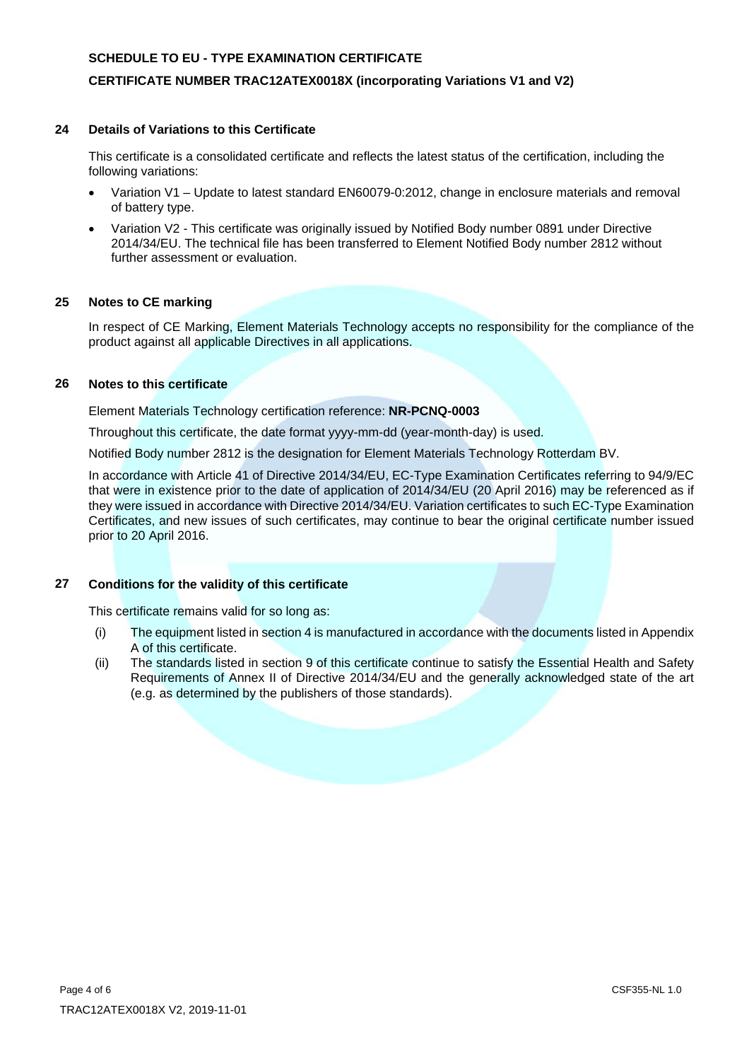**SCHEDULE TO EU - TYPE EXAMINATION CERTIFICATE**

**CERTIFICATE NUMBER TRAC12ATEX0018X (incorporating Variations V1 and V2)**

## 24 Details of Variations to this Certificate

This certificate is a consolidated certificate and reflects the latest status of the certification, including the following variations:

- Variation V1 – Update to latest standard EN60079-0:2012, change in enclosure materials and removal of battery type.
- Variation V2 - This certificate was originally issued by Notified Body number 0891 under Directive 2014/34/EU. The technical file has been transferred to Element Notified Body number 2812 without further assessment or evaluation.

## 25 Notes to CE marking

In respect of CE Marking, Element Materials Technology accepts no responsibility for the compliance of the product against all applicable Directives in all applications.

## 26 Notes to this certificate

Element Materials Technology certification reference: **NR-PCNQ-0003**

Throughout this certificate, the date format yyyy-mm-dd (year-month-day) is used.

Notified Body number 2812 is the designation for Element Materials Technology Rotterdam BV.

In accordance with Article 41 of Directive 2014/34/EU, EC-Type Examination Certificates referring to 94/9/EC that were in existence prior to the date of application of 2014/34/EU (20 April 2016) may be referenced as if they were issued in accordance with Directive 2014/34/EU. Variation certificates to such EC-Type Examination Certificates, and new issues of such certificates, may continue to bear the original certificate number issued prior to 20 April 2016.

## 27 Conditions for the validity of this certificate

This certificate remains valid for so long as:

(i) The equipment listed in section 4 is manufactured in accordance with the documents listed in Appendix A of this certificate.

(ii) The standards listed in section 9 of this certificate continue to satisfy the Essential Health and Safety Requirements of Annex II of Directive 2014/34/EU and the generally acknowledged state of the art (e.g. as determined by the publishers of those standards).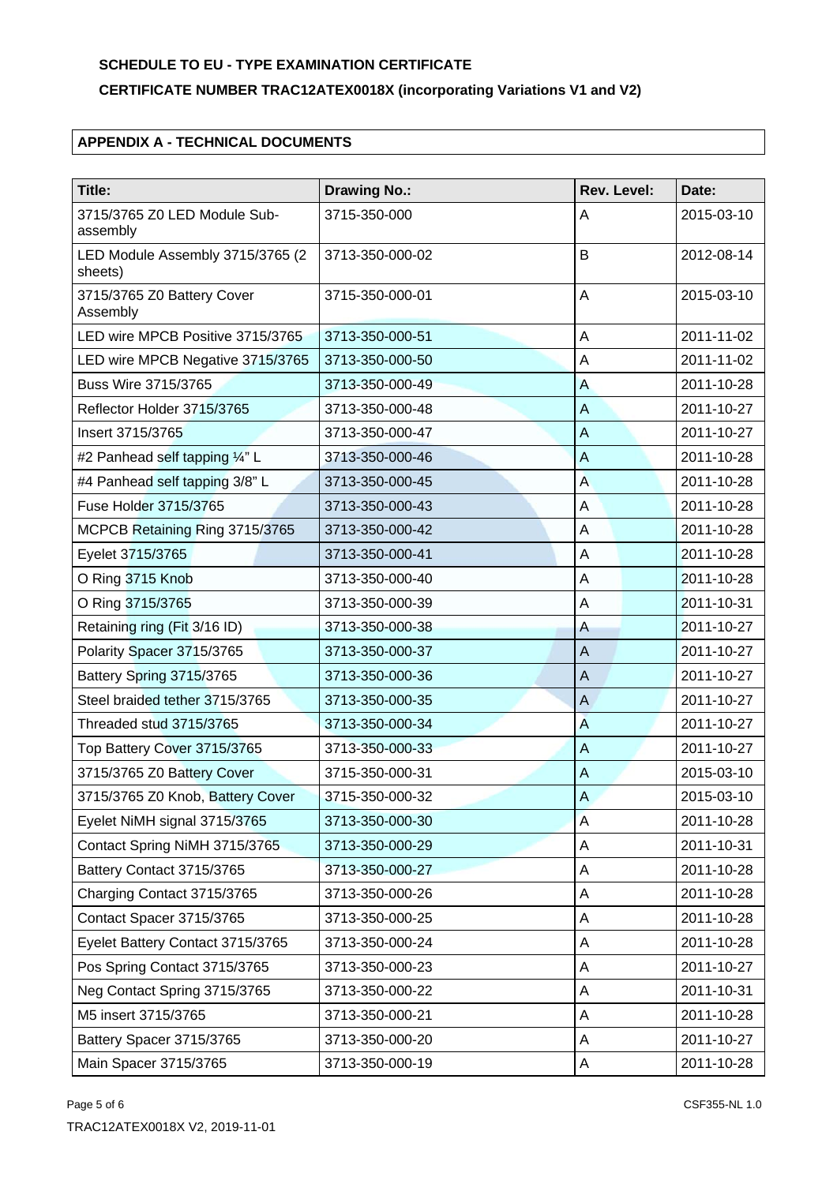**SCHEDULE TO EU - TYPE EXAMINATION CERTIFICATE**

**CERTIFICATE NUMBER TRAC12ATEX0018X (incorporating Variations V1 and V2)**

**APPENDIX A - TECHNICAL DOCUMENTS**

| Title: | Drawing No.: | Rev. Level: | Date: |
|---|---|---|---|
| 3715/3765 Z0 LED Module Sub-assembly | 3715-350-000 | A | 2015-03-10 |
| LED Module Assembly 3715/3765 (2 sheets) | 3713-350-000-02 | B | 2012-08-14 |
| 3715/3765 Z0 Battery Cover Assembly | 3715-350-000-01 | A | 2015-03-10 |
| LED wire MPCB Positive 3715/3765 | 3713-350-000-51 | A | 2011-11-02 |
| LED wire MPCB Negative 3715/3765 | 3713-350-000-50 | A | 2011-11-02 |
| Buss Wire 3715/3765 | 3713-350-000-49 | A | 2011-10-28 |
| Reflector Holder 3715/3765 | 3713-350-000-48 | A | 2011-10-27 |
| Insert 3715/3765 | 3713-350-000-47 | A | 2011-10-27 |
| #2 Panhead self tapping ¼" L | 3713-350-000-46 | A | 2011-10-28 |
| #4 Panhead self tapping 3/8" L | 3713-350-000-45 | A | 2011-10-28 |
| Fuse Holder 3715/3765 | 3713-350-000-43 | A | 2011-10-28 |
| MCPCB Retaining Ring 3715/3765 | 3713-350-000-42 | A | 2011-10-28 |
| Eyelet 3715/3765 | 3713-350-000-41 | A | 2011-10-28 |
| O Ring 3715 Knob | 3713-350-000-40 | A | 2011-10-28 |
| O Ring 3715/3765 | 3713-350-000-39 | A | 2011-10-31 |
| Retaining ring (Fit 3/16 ID) | 3713-350-000-38 | A | 2011-10-27 |
| Polarity Spacer 3715/3765 | 3713-350-000-37 | A | 2011-10-27 |
| Battery Spring 3715/3765 | 3713-350-000-36 | A | 2011-10-27 |
| Steel braided tether 3715/3765 | 3713-350-000-35 | A | 2011-10-27 |
| Threaded stud 3715/3765 | 3713-350-000-34 | A | 2011-10-27 |
| Top Battery Cover 3715/3765 | 3713-350-000-33 | A | 2011-10-27 |
| 3715/3765 Z0 Battery Cover | 3715-350-000-31 | A | 2015-03-10 |
| 3715/3765 Z0 Knob, Battery Cover | 3715-350-000-32 | A | 2015-03-10 |
| Eyelet NiMH signal 3715/3765 | 3713-350-000-30 | A | 2011-10-28 |
| Contact Spring NiMH 3715/3765 | 3713-350-000-29 | A | 2011-10-31 |
| Battery Contact 3715/3765 | 3713-350-000-27 | A | 2011-10-28 |
| Charging Contact 3715/3765 | 3713-350-000-26 | A | 2011-10-28 |
| Contact Spacer 3715/3765 | 3713-350-000-25 | A | 2011-10-28 |
| Eyelet Battery Contact 3715/3765 | 3713-350-000-24 | A | 2011-10-28 |
| Pos Spring Contact 3715/3765 | 3713-350-000-23 | A | 2011-10-27 |
| Neg Contact Spring 3715/3765 | 3713-350-000-22 | A | 2011-10-31 |
| M5 insert 3715/3765 | 3713-350-000-21 | A | 2011-10-28 |
| Battery Spacer 3715/3765 | 3713-350-000-20 | A | 2011-10-27 |
| Main Spacer 3715/3765 | 3713-350-000-19 | A | 2011-10-28 |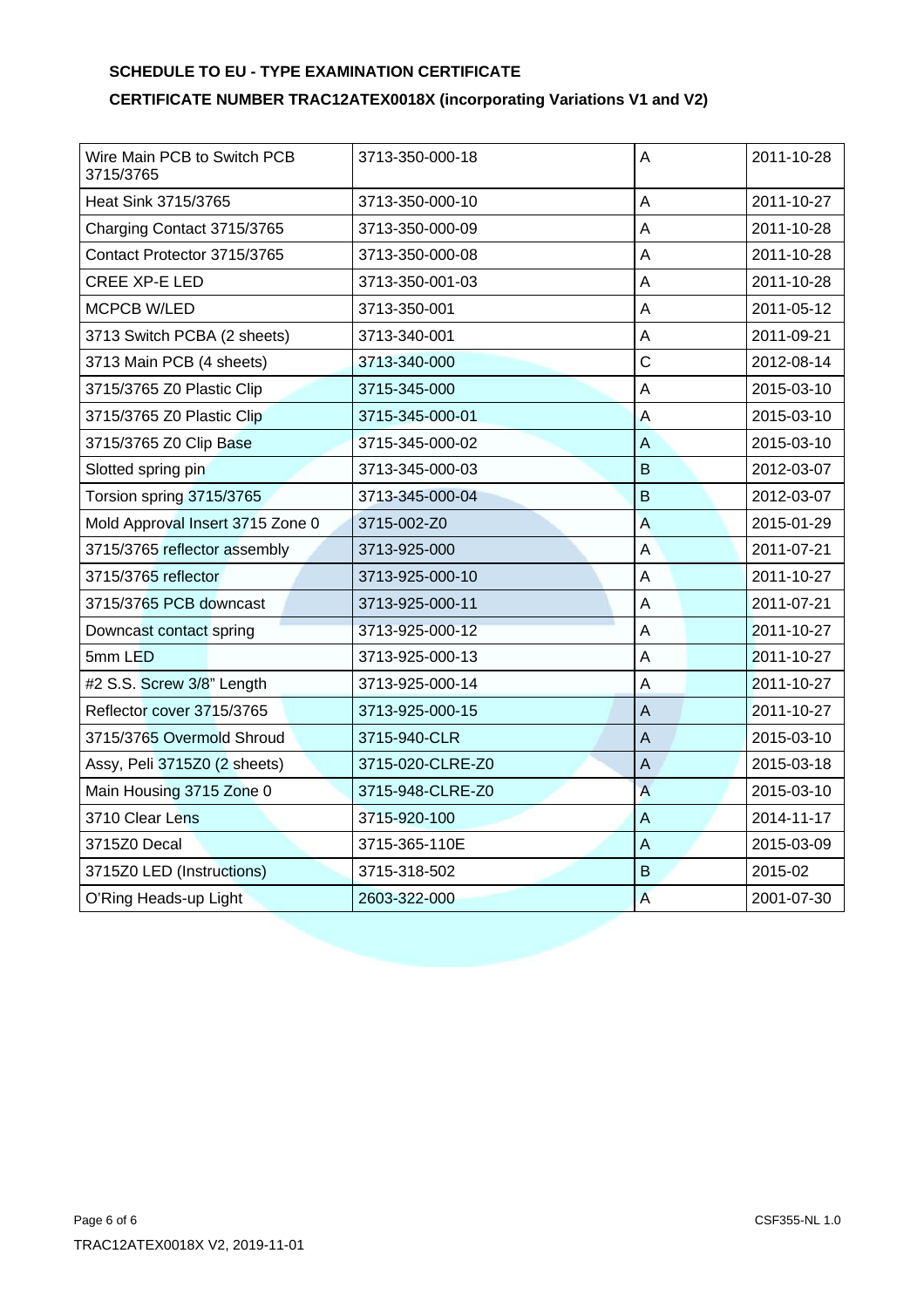**SCHEDULE TO EU - TYPE EXAMINATION CERTIFICATE**

**CERTIFICATE NUMBER TRAC12ATEX0018X (incorporating Variations V1 and V2)**

| | | | |
|---|---|---|---|
| Wire Main PCB to Switch PCB 3715/3765 | 3713-350-000-18 | A | 2011-10-28 |
| Heat Sink 3715/3765 | 3713-350-000-10 | A | 2011-10-27 |
| Charging Contact 3715/3765 | 3713-350-000-09 | A | 2011-10-28 |
| Contact Protector 3715/3765 | 3713-350-000-08 | A | 2011-10-28 |
| CREE XP-E LED | 3713-350-001-03 | A | 2011-10-28 |
| MCPCB W/LED | 3713-350-001 | A | 2011-05-12 |
| 3713 Switch PCBA (2 sheets) | 3713-340-001 | A | 2011-09-21 |
| 3713 Main PCB (4 sheets) | 3713-340-000 | C | 2012-08-14 |
| 3715/3765 Z0 Plastic Clip | 3715-345-000 | A | 2015-03-10 |
| 3715/3765 Z0 Plastic Clip | 3715-345-000-01 | A | 2015-03-10 |
| 3715/3765 Z0 Clip Base | 3715-345-000-02 | A | 2015-03-10 |
| Slotted spring pin | 3713-345-000-03 | B | 2012-03-07 |
| Torsion spring 3715/3765 | 3713-345-000-04 | B | 2012-03-07 |
| Mold Approval Insert 3715 Zone 0 | 3715-002-Z0 | A | 2015-01-29 |
| 3715/3765 reflector assembly | 3713-925-000 | A | 2011-07-21 |
| 3715/3765 reflector | 3713-925-000-10 | A | 2011-10-27 |
| 3715/3765 PCB downcast | 3713-925-000-11 | A | 2011-07-21 |
| Downcast contact spring | 3713-925-000-12 | A | 2011-10-27 |
| 5mm LED | 3713-925-000-13 | A | 2011-10-27 |
| #2 S.S. Screw 3/8" Length | 3713-925-000-14 | A | 2011-10-27 |
| Reflector cover 3715/3765 | 3713-925-000-15 | A | 2011-10-27 |
| 3715/3765 Overmold Shroud | 3715-940-CLR | A | 2015-03-10 |
| Assy, Peli 3715Z0 (2 sheets) | 3715-020-CLRE-Z0 | A | 2015-03-18 |
| Main Housing 3715 Zone 0 | 3715-948-CLRE-Z0 | A | 2015-03-10 |
| 3710 Clear Lens | 3715-920-100 | A | 2014-11-17 |
| 3715Z0 Decal | 3715-365-110E | A | 2015-03-09 |
| 3715Z0 LED (Instructions) | 3715-318-502 | B | 2015-02 |
| O'Ring Heads-up Light | 2603-322-000 | A | 2001-07-30 |

TRAC12ATEX0018X V2, 2019-11-01